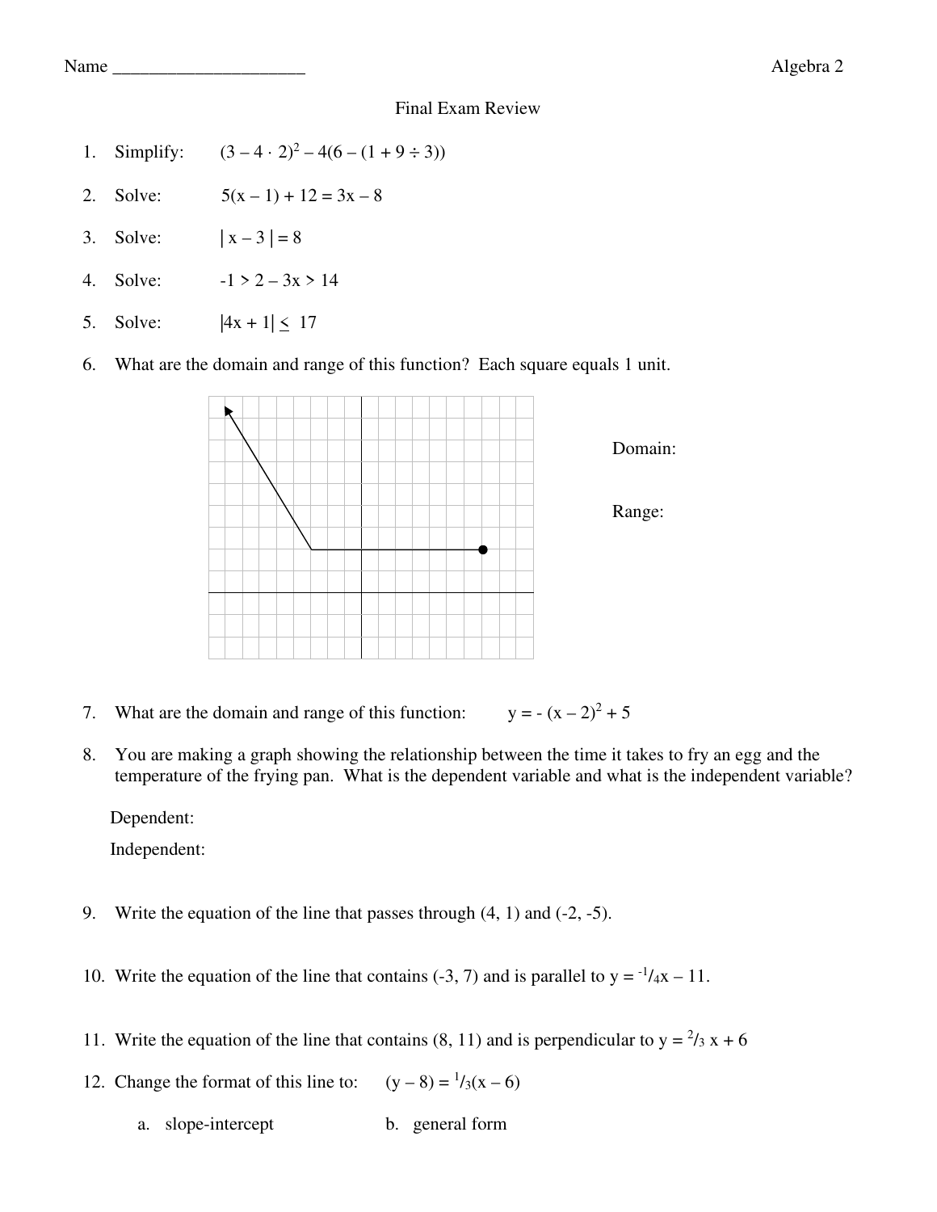Name ______________________ Algebra 2

# Final Exam Review

1. Simplify: $(3 - 4 \cdot 2)^2 - 4(6 - (1 + 9 \div 3))$

2. Solve: $5(x - 1) + 12 = 3x - 8$

3. Solve: $| x - 3 | = 8$

4. Solve: $-1 > 2 - 3x > 14$

5. Solve: $|4x + 1| \leq 17$

6. What are the domain and range of this function? Each square equals 1 unit.

   Domain:

   Range:

7. What are the domain and range of this function: $y = -(x - 2)^2 + 5$

8. You are making a graph showing the relationship between the time it takes to fry an egg and the temperature of the frying pan. What is the dependent variable and what is the independent variable?

   Dependent:

   Independent:

9. Write the equation of the line that passes through (4, 1) and (-2, -5).

10. Write the equation of the line that contains (-3, 7) and is parallel to $y = \frac{-1}{4}x - 11$.

11. Write the equation of the line that contains (8, 11) and is perpendicular to $y = \frac{2}{3}x + 6$

12. Change the format of this line to: $(y - 8) = \frac{1}{3}(x - 6)$

    a. slope-intercept

    b. general form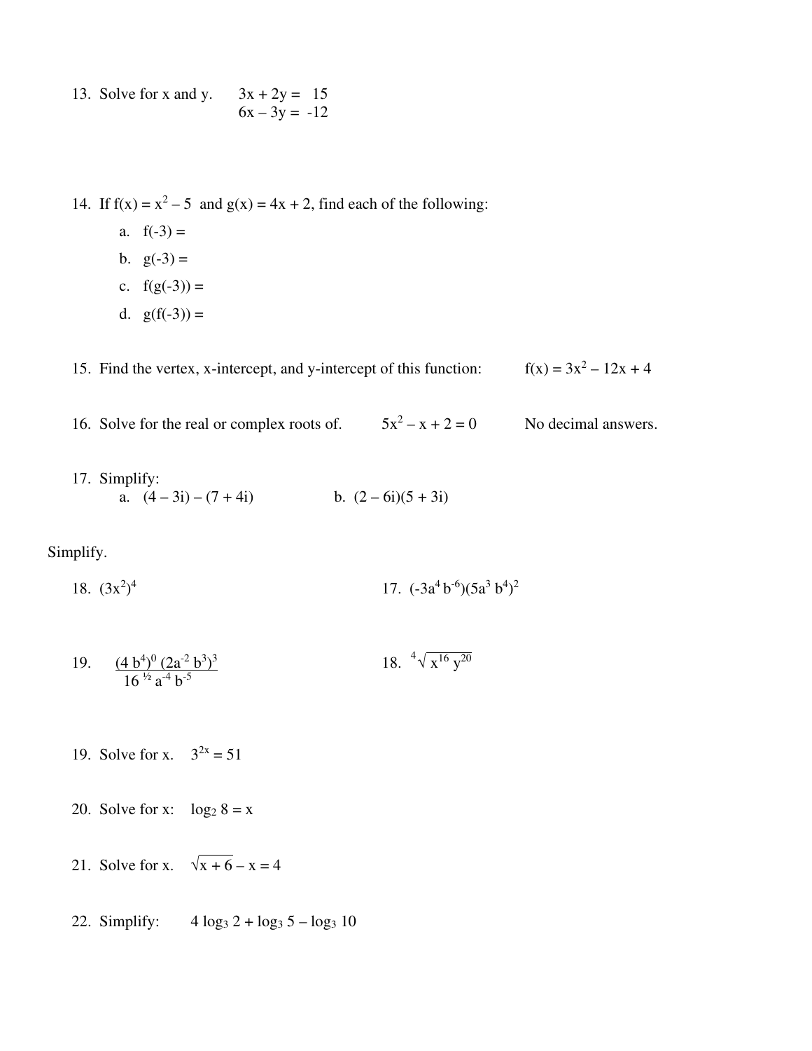13. Solve for x and y. $3x + 2y = 15$
$6x - 3y = -12$

14. If $f(x) = x^2 - 5$ and $g(x) = 4x + 2$, find each of the following:
    a. $f(-3) =$
    b. $g(-3) =$
    c. $f(g(-3)) =$
    d. $g(f(-3)) =$

15. Find the vertex, x-intercept, and y-intercept of this function: $f(x) = 3x^2 - 12x + 4$

16. Solve for the real or complex roots of. $5x^2 - x + 2 = 0$ No decimal answers.

17. Simplify:
    a. $(4 - 3i) - (7 + 4i)$
    b. $(2 - 6i)(5 + 3i)$

Simplify.

18. $(3x^2)^4$

17. $(-3a^4 b^{-6})(5a^3 b^4)^2$

19. $\dfrac{(4 b^4)^0 (2a^{-2} b^3)^3}{16^{1/2} a^{-4} b^{-5}}$

18. $\sqrt[4]{x^{16} y^{20}}$

19. Solve for x. $3^{2x} = 51$

20. Solve for x: $\log_2 8 = x$

21. Solve for x. $\sqrt{x + 6} - x = 4$

22. Simplify: $4 \log_3 2 + \log_3 5 - \log_3 10$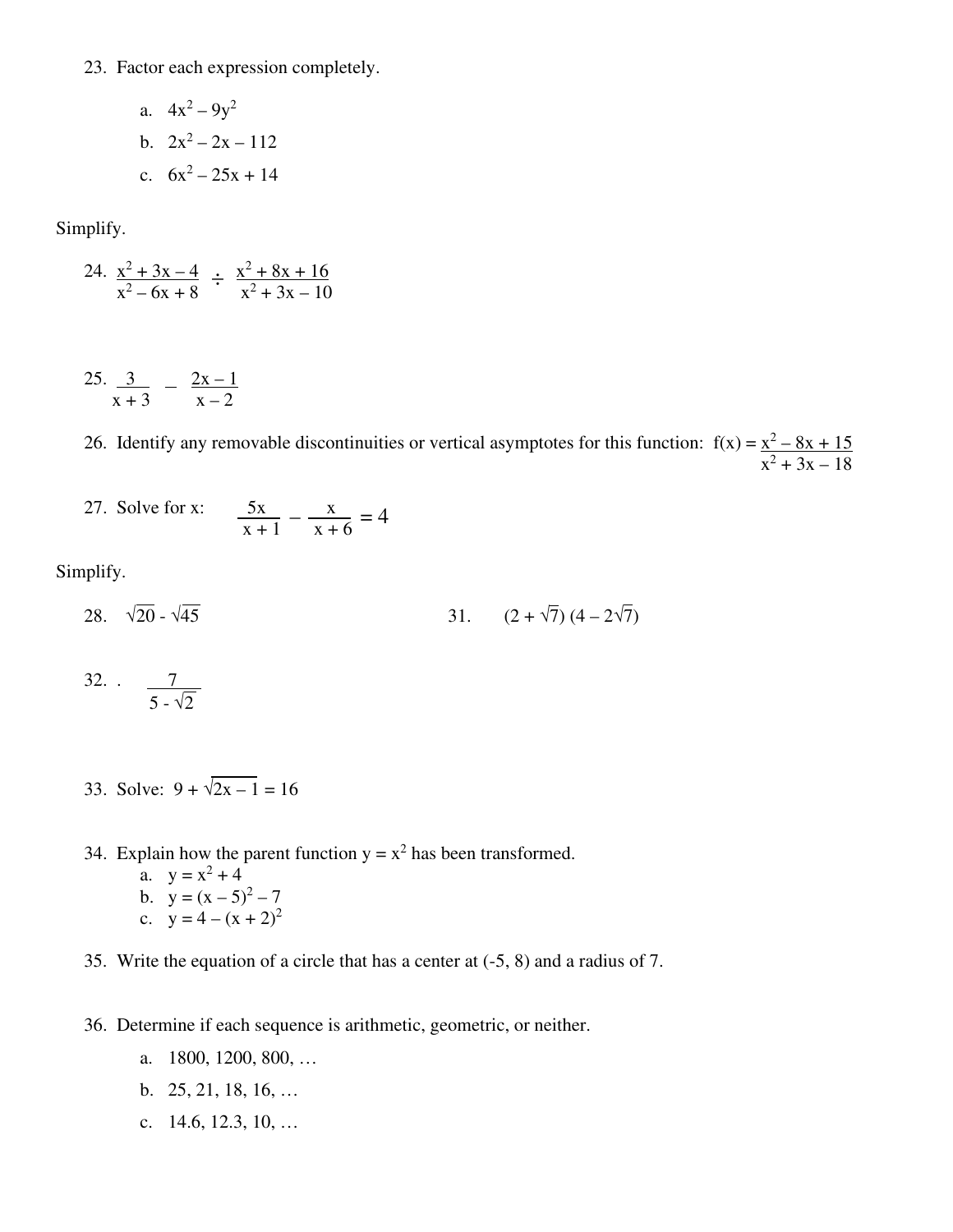23. Factor each expression completely.

    a. $4x^2 - 9y^2$

    b. $2x^2 - 2x - 112$

    c. $6x^2 - 25x + 14$

Simplify.

24. $\dfrac{x^2 + 3x - 4}{x^2 - 6x + 8} \div \dfrac{x^2 + 8x + 16}{x^2 + 3x - 10}$

25. $\dfrac{3}{x + 3} - \dfrac{2x - 1}{x - 2}$

26. Identify any removable discontinuities or vertical asymptotes for this function: $f(x) = \dfrac{x^2 - 8x + 15}{x^2 + 3x - 18}$

27. Solve for x: $\dfrac{5x}{x + 1} - \dfrac{x}{x + 6} = 4$

Simplify.

28. $\sqrt{20} - \sqrt{45}$

31. $(2 + \sqrt{7})(4 - 2\sqrt{7})$

32. . $\dfrac{7}{5 - \sqrt{2}}$

33. Solve: $9 + \sqrt{2x - 1} = 16$

34. Explain how the parent function $y = x^2$ has been transformed.

    a. $y = x^2 + 4$

    b. $y = (x - 5)^2 - 7$

    c. $y = 4 - (x + 2)^2$

35. Write the equation of a circle that has a center at (-5, 8) and a radius of 7.

36. Determine if each sequence is arithmetic, geometric, or neither.

    a. 1800, 1200, 800, …

    b. 25, 21, 18, 16, …

    c. 14.6, 12.3, 10, …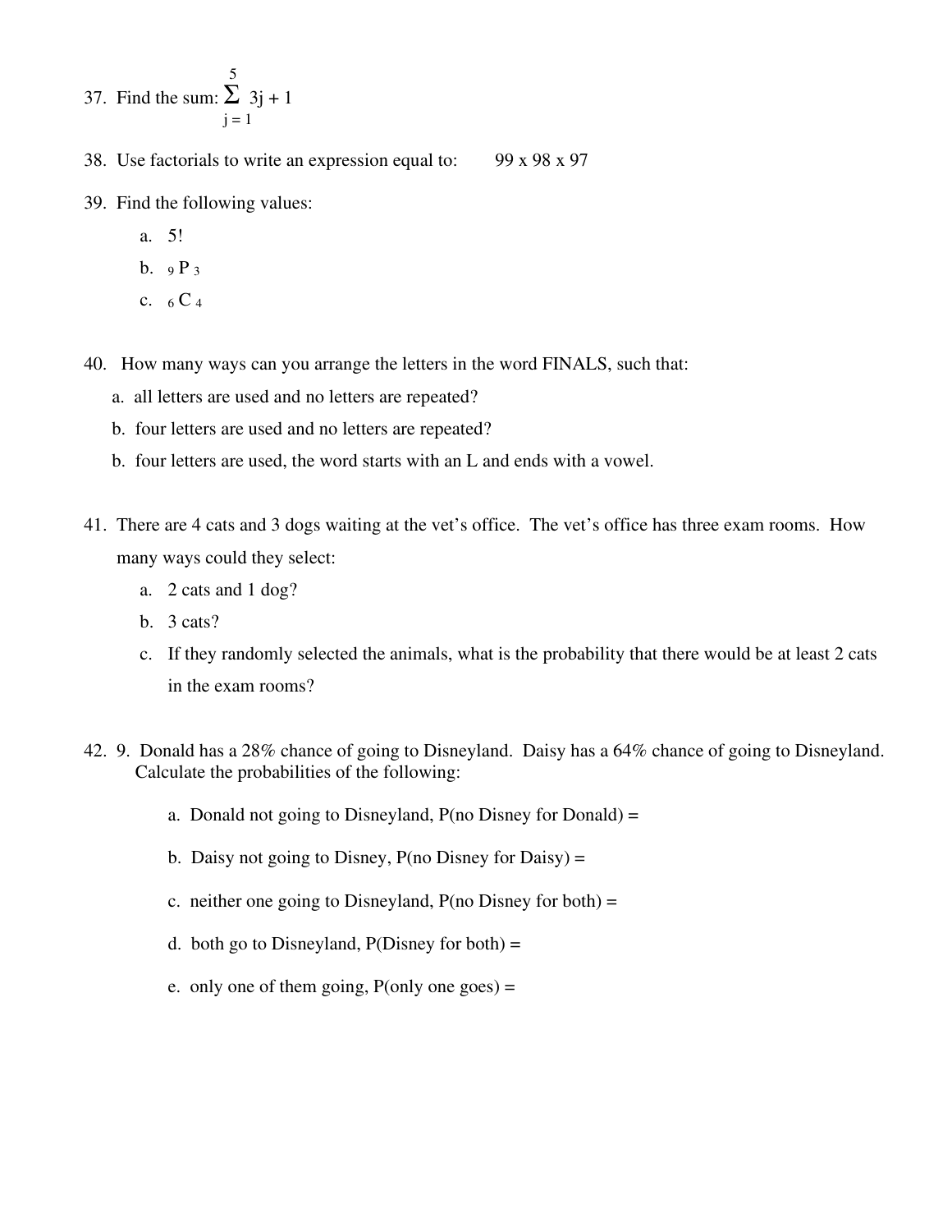37. Find the sum: $\sum_{j=1}^{5} 3j + 1$

38. Use factorials to write an expression equal to: $99 \times 98 \times 97$

39. Find the following values:

    a. $5!$

    b. ${}_9P_3$

    c. ${}_6C_4$

40. How many ways can you arrange the letters in the word FINALS, such that:

    a. all letters are used and no letters are repeated?

    b. four letters are used and no letters are repeated?

    b. four letters are used, the word starts with an L and ends with a vowel.

41. There are 4 cats and 3 dogs waiting at the vet's office. The vet's office has three exam rooms. How many ways could they select:

    a. 2 cats and 1 dog?

    b. 3 cats?

    c. If they randomly selected the animals, what is the probability that there would be at least 2 cats in the exam rooms?

42. 9. Donald has a 28% chance of going to Disneyland. Daisy has a 64% chance of going to Disneyland. Calculate the probabilities of the following:

    a. Donald not going to Disneyland, P(no Disney for Donald) =

    b. Daisy not going to Disney, P(no Disney for Daisy) =

    c. neither one going to Disneyland, P(no Disney for both) =

    d. both go to Disneyland, P(Disney for both) =

    e. only one of them going, P(only one goes) =